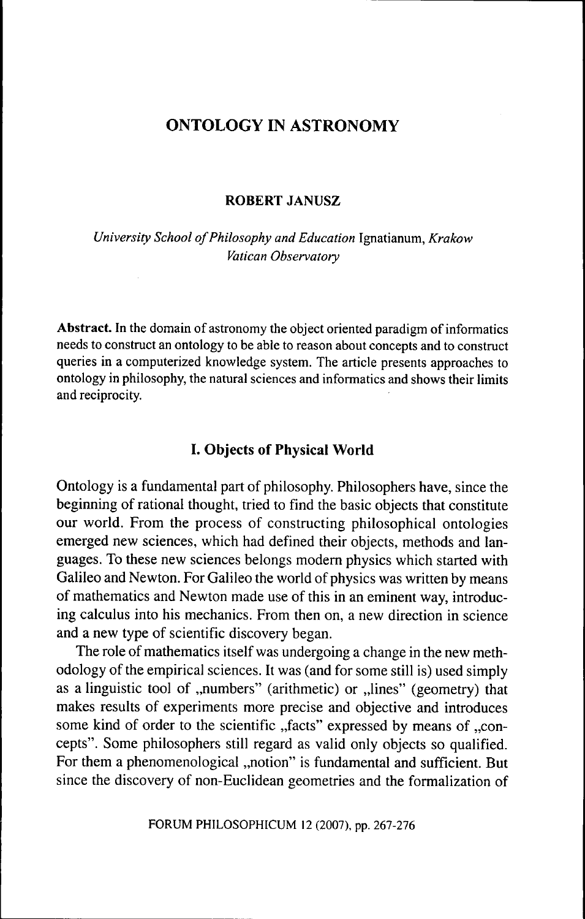# ONTOLOGY IN ASTRONOMY

**ROBERT JANUSZ**

*University School of Philosophy and Education* Ignatianum, *Krakow*
*Vatican Observatory*

**Abstract.** In the domain of astronomy the object oriented paradigm of informatics needs to construct an ontology to be able to reason about concepts and to construct queries in a computerized knowledge system. The article presents approaches to ontology in philosophy, the natural sciences and informatics and shows their limits and reciprocity.

## I. Objects of Physical World

Ontology is a fundamental part of philosophy. Philosophers have, since the beginning of rational thought, tried to find the basic objects that constitute our world. From the process of constructing philosophical ontologies emerged new sciences, which had defined their objects, methods and languages. To these new sciences belongs modern physics which started with Galileo and Newton. For Galileo the world of physics was written by means of mathematics and Newton made use of this in an eminent way, introducing calculus into his mechanics. From then on, a new direction in science and a new type of scientific discovery began.

The role of mathematics itself was undergoing a change in the new methodology of the empirical sciences. It was (and for some still is) used simply as a linguistic tool of „numbers" (arithmetic) or „lines" (geometry) that makes results of experiments more precise and objective and introduces some kind of order to the scientific „facts" expressed by means of „concepts". Some philosophers still regard as valid only objects so qualified. For them a phenomenological „notion" is fundamental and sufficient. But since the discovery of non-Euclidean geometries and the formalization of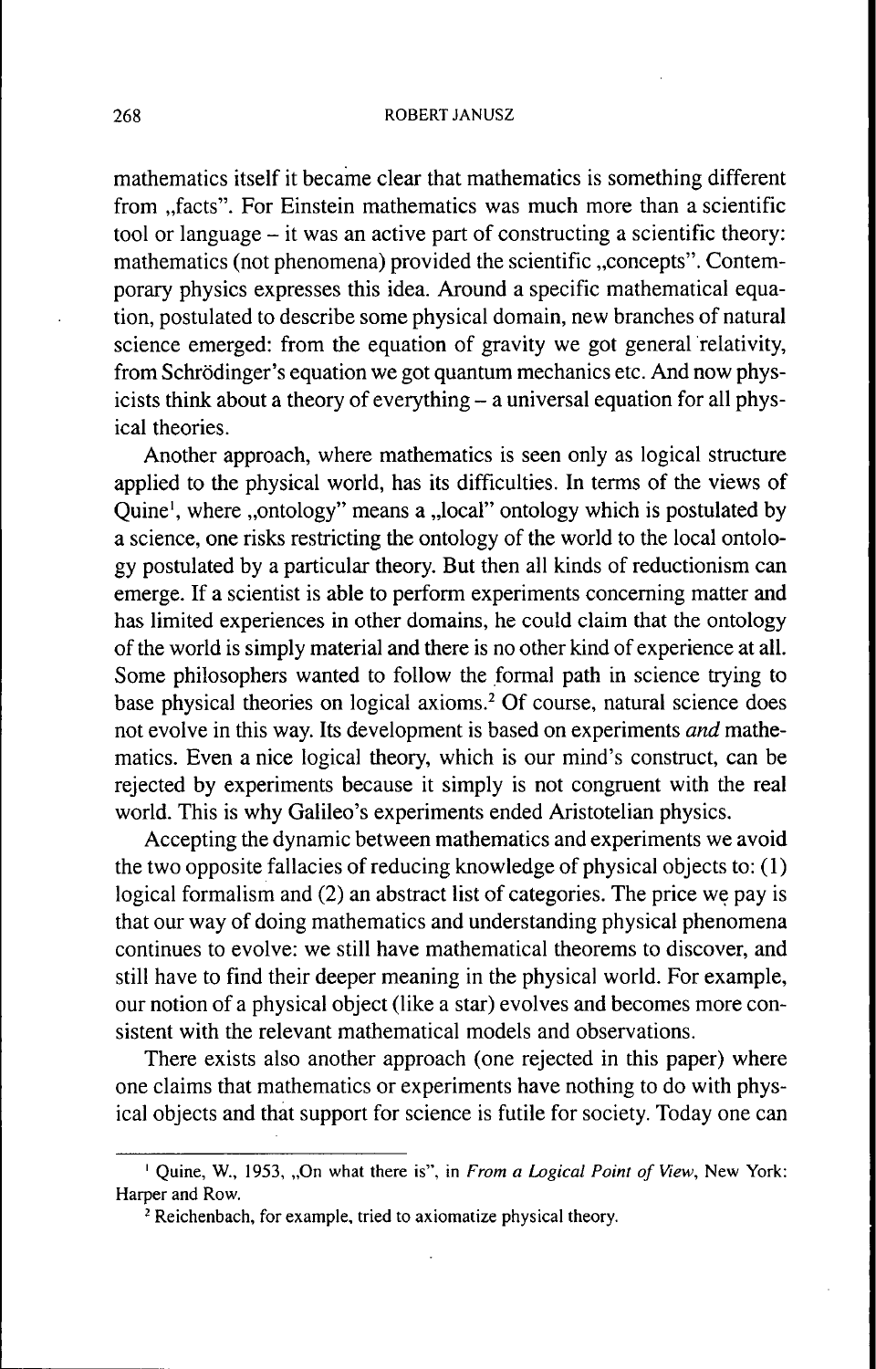mathematics itself it became clear that mathematics is something different from „facts". For Einstein mathematics was much more than a scientific tool or language – it was an active part of constructing a scientific theory: mathematics (not phenomena) provided the scientific „concepts". Contemporary physics expresses this idea. Around a specific mathematical equation, postulated to describe some physical domain, new branches of natural science emerged: from the equation of gravity we got general relativity, from Schrödinger's equation we got quantum mechanics etc. And now physicists think about a theory of everything – a universal equation for all physical theories.

Another approach, where mathematics is seen only as logical structure applied to the physical world, has its difficulties. In terms of the views of Quine[1], where „ontology" means a „local" ontology which is postulated by a science, one risks restricting the ontology of the world to the local ontology postulated by a particular theory. But then all kinds of reductionism can emerge. If a scientist is able to perform experiments concerning matter and has limited experiences in other domains, he could claim that the ontology of the world is simply material and there is no other kind of experience at all. Some philosophers wanted to follow the formal path in science trying to base physical theories on logical axioms.[2] Of course, natural science does not evolve in this way. Its development is based on experiments *and* mathematics. Even a nice logical theory, which is our mind's construct, can be rejected by experiments because it simply is not congruent with the real world. This is why Galileo's experiments ended Aristotelian physics.

Accepting the dynamic between mathematics and experiments we avoid the two opposite fallacies of reducing knowledge of physical objects to: (1) logical formalism and (2) an abstract list of categories. The price we pay is that our way of doing mathematics and understanding physical phenomena continues to evolve: we still have mathematical theorems to discover, and still have to find their deeper meaning in the physical world. For example, our notion of a physical object (like a star) evolves and becomes more consistent with the relevant mathematical models and observations.

There exists also another approach (one rejected in this paper) where one claims that mathematics or experiments have nothing to do with physical objects and that support for science is futile for society. Today one can

---

[1] Quine, W., 1953, „On what there is", in *From a Logical Point of View*, New York: Harper and Row.

[2] Reichenbach, for example, tried to axiomatize physical theory.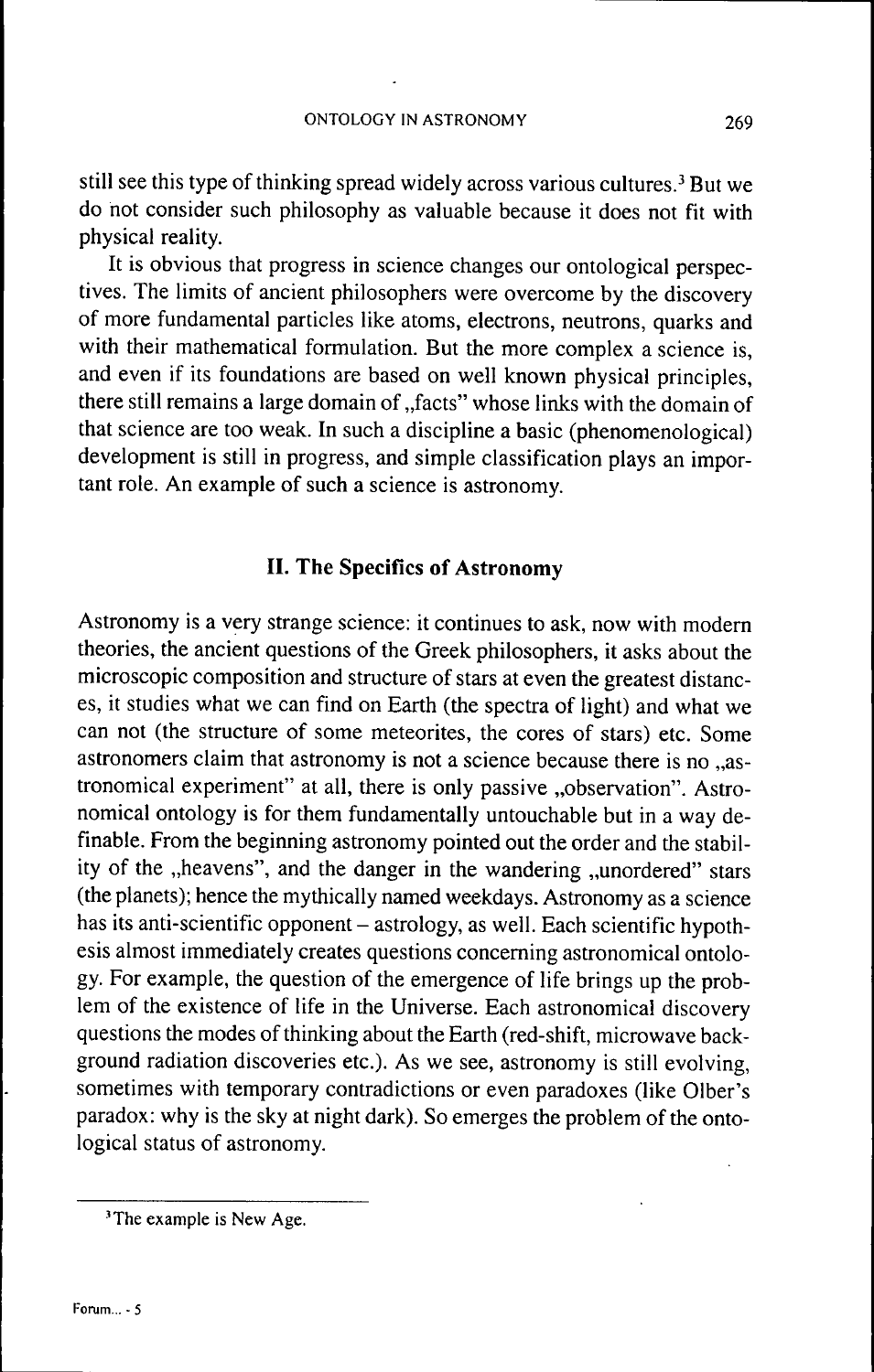still see this type of thinking spread widely across various cultures.[3] But we do not consider such philosophy as valuable because it does not fit with physical reality.

It is obvious that progress in science changes our ontological perspectives. The limits of ancient philosophers were overcome by the discovery of more fundamental particles like atoms, electrons, neutrons, quarks and with their mathematical formulation. But the more complex a science is, and even if its foundations are based on well known physical principles, there still remains a large domain of „facts" whose links with the domain of that science are too weak. In such a discipline a basic (phenomenological) development is still in progress, and simple classification plays an important role. An example of such a science is astronomy.

## II. The Specifics of Astronomy

Astronomy is a very strange science: it continues to ask, now with modern theories, the ancient questions of the Greek philosophers, it asks about the microscopic composition and structure of stars at even the greatest distances, it studies what we can find on Earth (the spectra of light) and what we can not (the structure of some meteorites, the cores of stars) etc. Some astronomers claim that astronomy is not a science because there is no „astronomical experiment" at all, there is only passive „observation". Astronomical ontology is for them fundamentally untouchable but in a way definable. From the beginning astronomy pointed out the order and the stability of the „heavens", and the danger in the wandering „unordered" stars (the planets); hence the mythically named weekdays. Astronomy as a science has its anti-scientific opponent – astrology, as well. Each scientific hypothesis almost immediately creates questions concerning astronomical ontology. For example, the question of the emergence of life brings up the problem of the existence of life in the Universe. Each astronomical discovery questions the modes of thinking about the Earth (red-shift, microwave background radiation discoveries etc.). As we see, astronomy is still evolving, sometimes with temporary contradictions or even paradoxes (like Olber's paradox: why is the sky at night dark). So emerges the problem of the ontological status of astronomy.

[3] The example is New Age.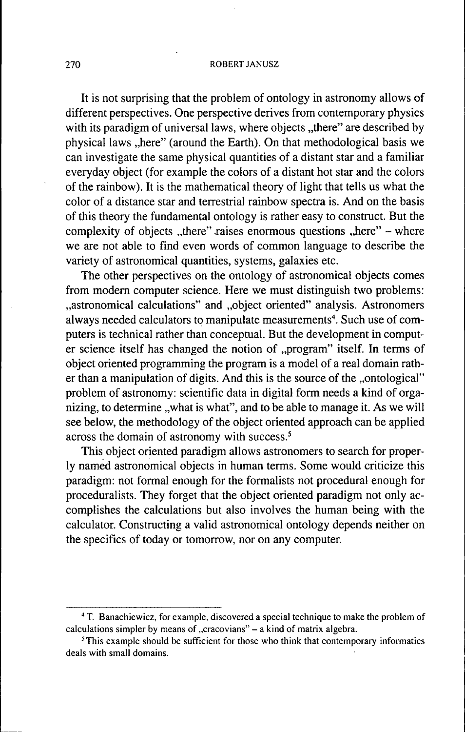It is not surprising that the problem of ontology in astronomy allows of different perspectives. One perspective derives from contemporary physics with its paradigm of universal laws, where objects „there" are described by physical laws „here" (around the Earth). On that methodological basis we can investigate the same physical quantities of a distant star and a familiar everyday object (for example the colors of a distant hot star and the colors of the rainbow). It is the mathematical theory of light that tells us what the color of a distance star and terrestrial rainbow spectra is. And on the basis of this theory the fundamental ontology is rather easy to construct. But the complexity of objects „there" raises enormous questions „here" – where we are not able to find even words of common language to describe the variety of astronomical quantities, systems, galaxies etc.

The other perspectives on the ontology of astronomical objects comes from modern computer science. Here we must distinguish two problems: „astronomical calculations" and „object oriented" analysis. Astronomers always needed calculators to manipulate measurements[4]. Such use of computers is technical rather than conceptual. But the development in computer science itself has changed the notion of „program" itself. In terms of object oriented programming the program is a model of a real domain rather than a manipulation of digits. And this is the source of the „ontological" problem of astronomy: scientific data in digital form needs a kind of organizing, to determine „what is what", and to be able to manage it. As we will see below, the methodology of the object oriented approach can be applied across the domain of astronomy with success.[5]

This object oriented paradigm allows astronomers to search for properly named astronomical objects in human terms. Some would criticize this paradigm: not formal enough for the formalists not procedural enough for proceduralists. They forget that the object oriented paradigm not only accomplishes the calculations but also involves the human being with the calculator. Constructing a valid astronomical ontology depends neither on the specifics of today or tomorrow, nor on any computer.

---

[4] T. Banachiewicz, for example, discovered a special technique to make the problem of calculations simpler by means of „cracovians" – a kind of matrix algebra.

[5] This example should be sufficient for those who think that contemporary informatics deals with small domains.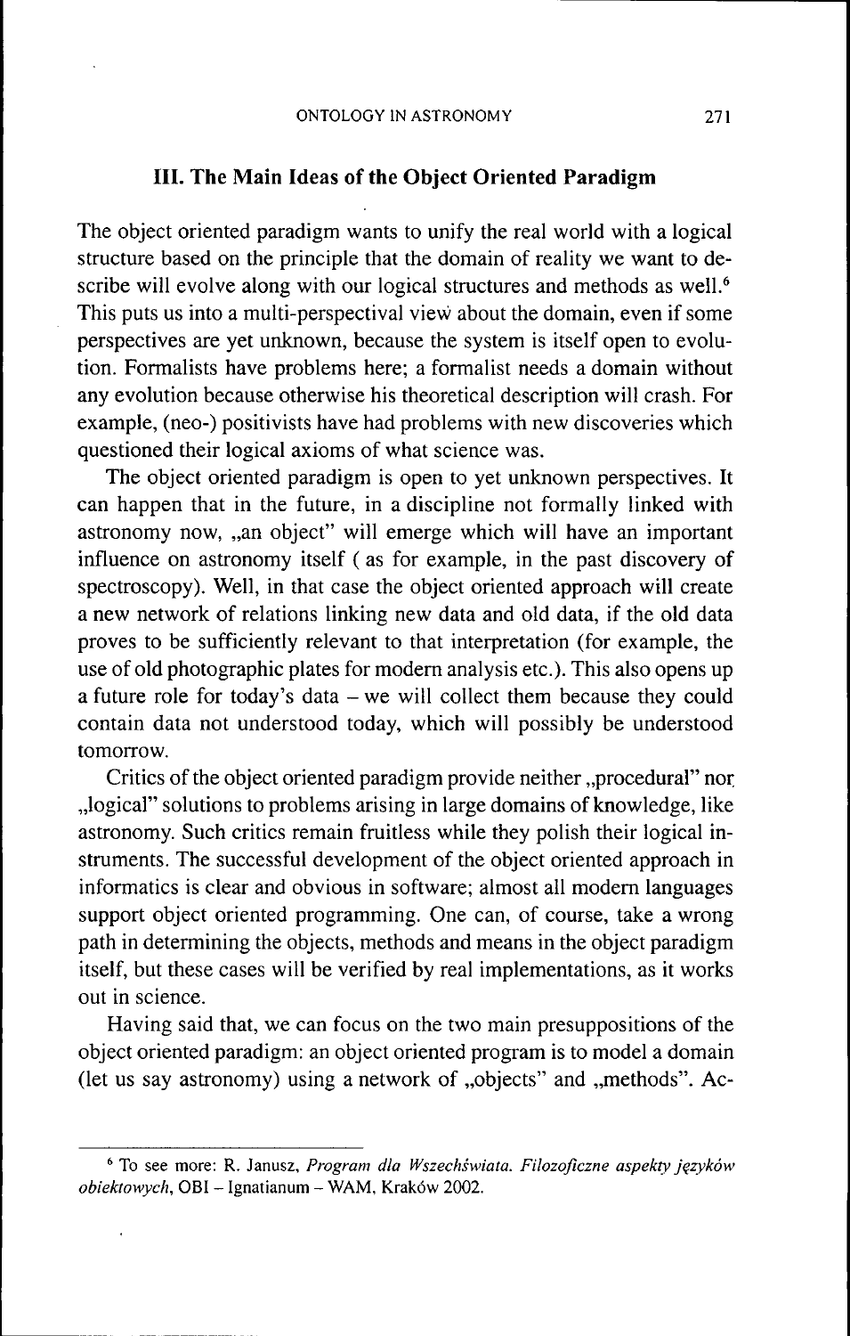## III. The Main Ideas of the Object Oriented Paradigm

The object oriented paradigm wants to unify the real world with a logical structure based on the principle that the domain of reality we want to describe will evolve along with our logical structures and methods as well.[6] This puts us into a multi-perspectival view about the domain, even if some perspectives are yet unknown, because the system is itself open to evolution. Formalists have problems here; a formalist needs a domain without any evolution because otherwise his theoretical description will crash. For example, (neo-) positivists have had problems with new discoveries which questioned their logical axioms of what science was.

The object oriented paradigm is open to yet unknown perspectives. It can happen that in the future, in a discipline not formally linked with astronomy now, „an object" will emerge which will have an important influence on astronomy itself ( as for example, in the past discovery of spectroscopy). Well, in that case the object oriented approach will create a new network of relations linking new data and old data, if the old data proves to be sufficiently relevant to that interpretation (for example, the use of old photographic plates for modern analysis etc.). This also opens up a future role for today's data – we will collect them because they could contain data not understood today, which will possibly be understood tomorrow.

Critics of the object oriented paradigm provide neither „procedural" nor „logical" solutions to problems arising in large domains of knowledge, like astronomy. Such critics remain fruitless while they polish their logical instruments. The successful development of the object oriented approach in informatics is clear and obvious in software; almost all modern languages support object oriented programming. One can, of course, take a wrong path in determining the objects, methods and means in the object paradigm itself, but these cases will be verified by real implementations, as it works out in science.

Having said that, we can focus on the two main presuppositions of the object oriented paradigm: an object oriented program is to model a domain (let us say astronomy) using a network of „objects" and „methods". Ac-

---

[6] To see more: R. Janusz, *Program dla Wszechświata. Filozoficzne aspekty języków obiektowych*, OBI – Ignatianum – WAM, Kraków 2002.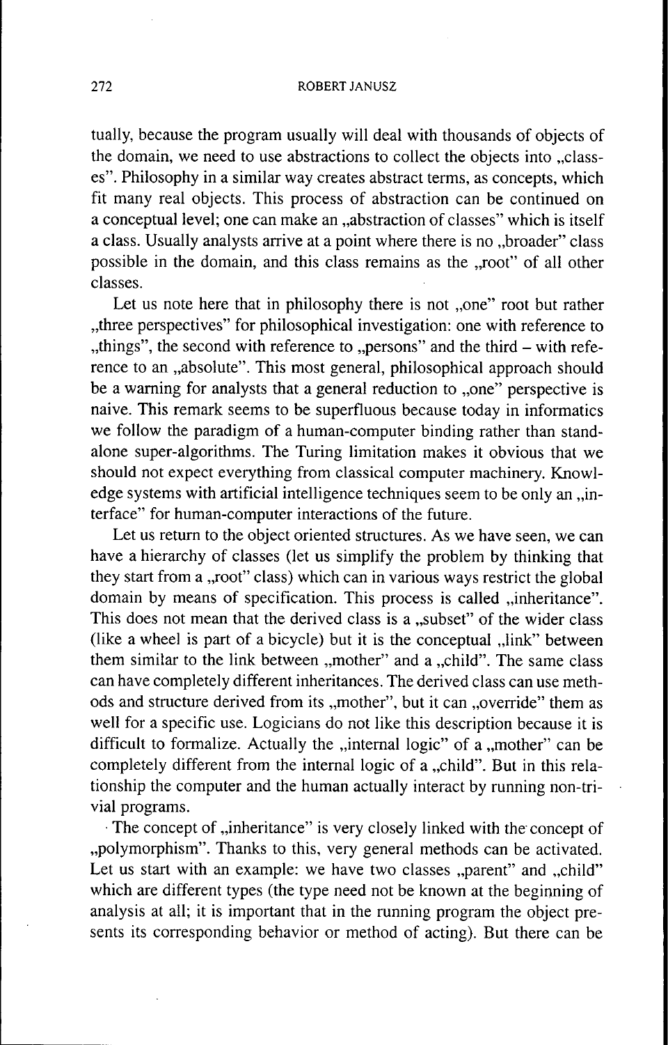tually, because the program usually will deal with thousands of objects of the domain, we need to use abstractions to collect the objects into „classes". Philosophy in a similar way creates abstract terms, as concepts, which fit many real objects. This process of abstraction can be continued on a conceptual level; one can make an „abstraction of classes" which is itself a class. Usually analysts arrive at a point where there is no „broader" class possible in the domain, and this class remains as the „root" of all other classes.

Let us note here that in philosophy there is not „one" root but rather „three perspectives" for philosophical investigation: one with reference to „things", the second with reference to „persons" and the third – with reference to an „absolute". This most general, philosophical approach should be a warning for analysts that a general reduction to „one" perspective is naive. This remark seems to be superfluous because today in informatics we follow the paradigm of a human-computer binding rather than stand-alone super-algorithms. The Turing limitation makes it obvious that we should not expect everything from classical computer machinery. Knowledge systems with artificial intelligence techniques seem to be only an „interface" for human-computer interactions of the future.

Let us return to the object oriented structures. As we have seen, we can have a hierarchy of classes (let us simplify the problem by thinking that they start from a „root" class) which can in various ways restrict the global domain by means of specification. This process is called „inheritance". This does not mean that the derived class is a „subset" of the wider class (like a wheel is part of a bicycle) but it is the conceptual „link" between them similar to the link between „mother" and a „child". The same class can have completely different inheritances. The derived class can use methods and structure derived from its „mother", but it can „override" them as well for a specific use. Logicians do not like this description because it is difficult to formalize. Actually the „internal logic" of a „mother" can be completely different from the internal logic of a „child". But in this relationship the computer and the human actually interact by running non-trivial programs.

The concept of „inheritance" is very closely linked with the concept of „polymorphism". Thanks to this, very general methods can be activated. Let us start with an example: we have two classes „parent" and „child" which are different types (the type need not be known at the beginning of analysis at all; it is important that in the running program the object presents its corresponding behavior or method of acting). But there can be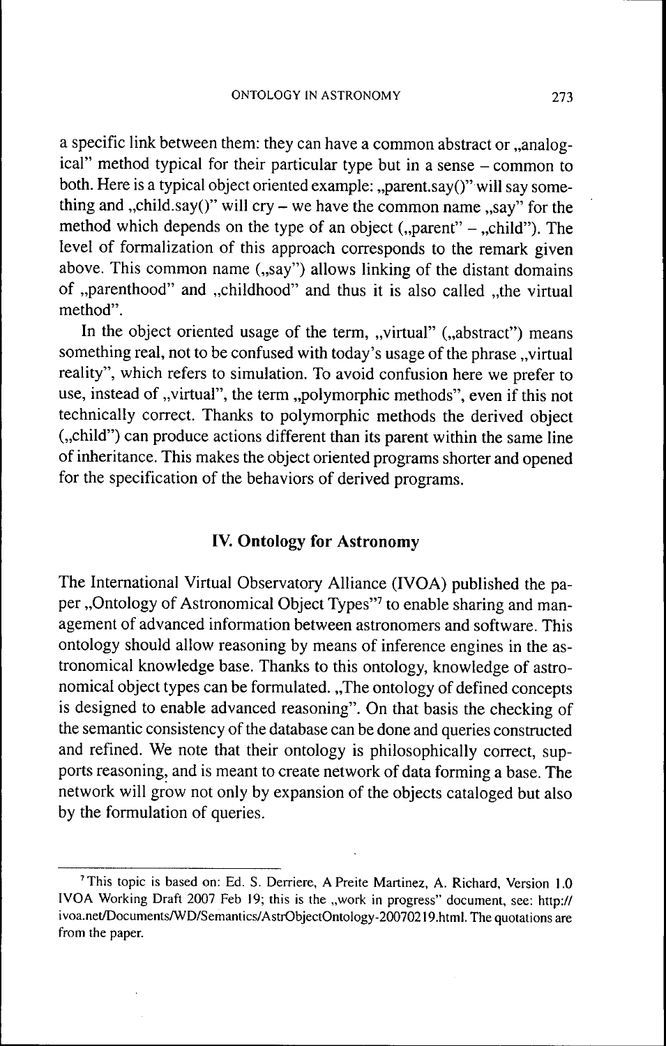a specific link between them: they can have a common abstract or „analogical" method typical for their particular type but in a sense – common to both. Here is a typical object oriented example: „parent.say()" will say something and „child.say()" will cry – we have the common name „say" for the method which depends on the type of an object („parent" – „child"). The level of formalization of this approach corresponds to the remark given above. This common name („say") allows linking of the distant domains of „parenthood" and „childhood" and thus it is also called „the virtual method".

In the object oriented usage of the term, „virtual" („abstract") means something real, not to be confused with today's usage of the phrase „virtual reality", which refers to simulation. To avoid confusion here we prefer to use, instead of „virtual", the term „polymorphic methods", even if this not technically correct. Thanks to polymorphic methods the derived object („child") can produce actions different than its parent within the same line of inheritance. This makes the object oriented programs shorter and opened for the specification of the behaviors of derived programs.

## IV. Ontology for Astronomy

The International Virtual Observatory Alliance (IVOA) published the paper „Ontology of Astronomical Object Types"[7] to enable sharing and management of advanced information between astronomers and software. This ontology should allow reasoning by means of inference engines in the astronomical knowledge base. Thanks to this ontology, knowledge of astronomical object types can be formulated. „The ontology of defined concepts is designed to enable advanced reasoning". On that basis the checking of the semantic consistency of the database can be done and queries constructed and refined. We note that their ontology is philosophically correct, supports reasoning, and is meant to create network of data forming a base. The network will grow not only by expansion of the objects cataloged but also by the formulation of queries.

---

[7] This topic is based on: Ed. S. Derriere, A Preite Martinez, A. Richard, Version 1.0 IVOA Working Draft 2007 Feb 19; this is the „work in progress" document, see: http://ivoa.net/Documents/WD/Semantics/AstrObjectOntology-20070219.html. The quotations are from the paper.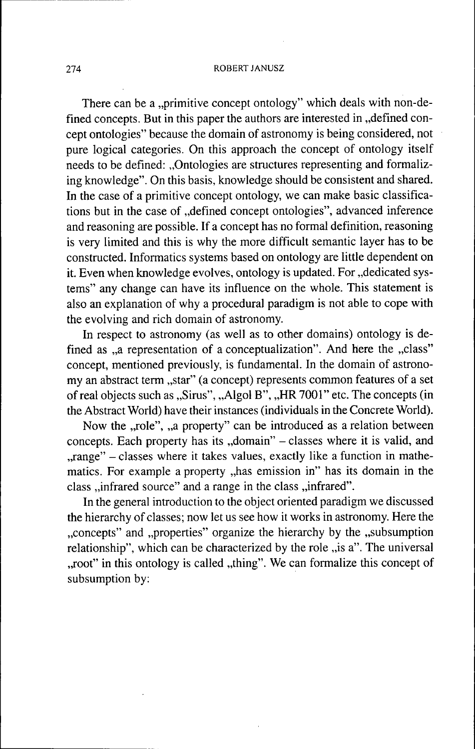There can be a „primitive concept ontology" which deals with non-defined concepts. But in this paper the authors are interested in „defined concept ontologies" because the domain of astronomy is being considered, not pure logical categories. On this approach the concept of ontology itself needs to be defined: „Ontologies are structures representing and formalizing knowledge". On this basis, knowledge should be consistent and shared. In the case of a primitive concept ontology, we can make basic classifications but in the case of „defined concept ontologies", advanced inference and reasoning are possible. If a concept has no formal definition, reasoning is very limited and this is why the more difficult semantic layer has to be constructed. Informatics systems based on ontology are little dependent on it. Even when knowledge evolves, ontology is updated. For „dedicated systems" any change can have its influence on the whole. This statement is also an explanation of why a procedural paradigm is not able to cope with the evolving and rich domain of astronomy.

In respect to astronomy (as well as to other domains) ontology is defined as „a representation of a conceptualization". And here the „class" concept, mentioned previously, is fundamental. In the domain of astronomy an abstract term „star" (a concept) represents common features of a set of real objects such as „Sirus", „Algol B", „HR 7001" etc. The concepts (in the Abstract World) have their instances (individuals in the Concrete World).

Now the „role", „a property" can be introduced as a relation between concepts. Each property has its „domain" – classes where it is valid, and „range" – classes where it takes values, exactly like a function in mathematics. For example a property „has emission in" has its domain in the class „infrared source" and a range in the class „infrared".

In the general introduction to the object oriented paradigm we discussed the hierarchy of classes; now let us see how it works in astronomy. Here the „concepts" and „properties" organize the hierarchy by the „subsumption relationship", which can be characterized by the role „is a". The universal „root" in this ontology is called „thing". We can formalize this concept of subsumption by: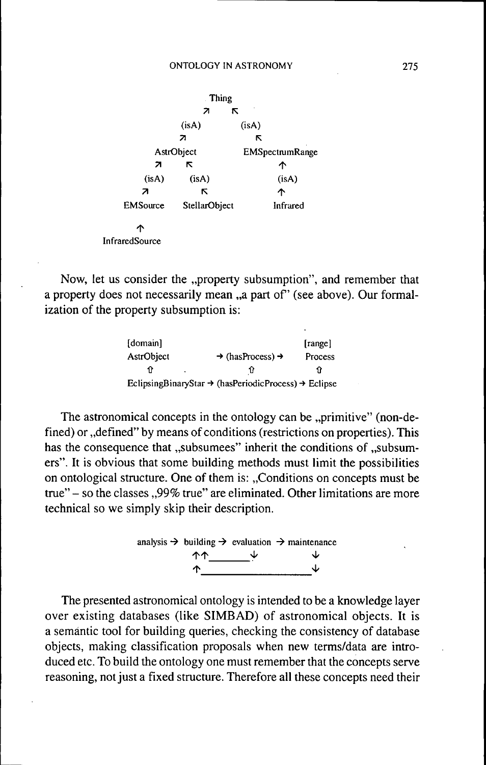```
                          Thing
                       ↗       ↖
                   (isA)       (isA)
                   ↗               ↖
            AstrObject           EMSpectrumRange
            ↗       ↖                  ↑
        (isA)       (isA)            (isA)
        ↗               ↖              ↑
   EMSource        StellarObject     Infrared

      ↑
 InfraredSource
```

Now, let us consider the „property subsumption", and remember that a property does not necessarily mean „a part of" (see above). Our formalization of the property subsumption is:

```
[domain]                                          [range]
AstrObject             → (hasProcess) →           Process
    ⇧                          ⇧                     ⇧
EclipsingBinaryStar → (hasPeriodicProcess) → Eclipse
```

The astronomical concepts in the ontology can be „primitive" (non-defined) or „defined" by means of conditions (restrictions on properties). This has the consequence that „subsumees" inherit the conditions of „subsumers". It is obvious that some building methods must limit the possibilities on ontological structure. One of them is: „Conditions on concepts must be true" – so the classes „99% true" are eliminated. Other limitations are more technical so we simply skip their description.

```
analysis → building → evaluation → maintenance
              ↑↑________↓               ↓
              ↑_________________________↓
```

The presented astronomical ontology is intended to be a knowledge layer over existing databases (like SIMBAD) of astronomical objects. It is a semantic tool for building queries, checking the consistency of database objects, making classification proposals when new terms/data are introduced etc. To build the ontology one must remember that the concepts serve reasoning, not just a fixed structure. Therefore all these concepts need their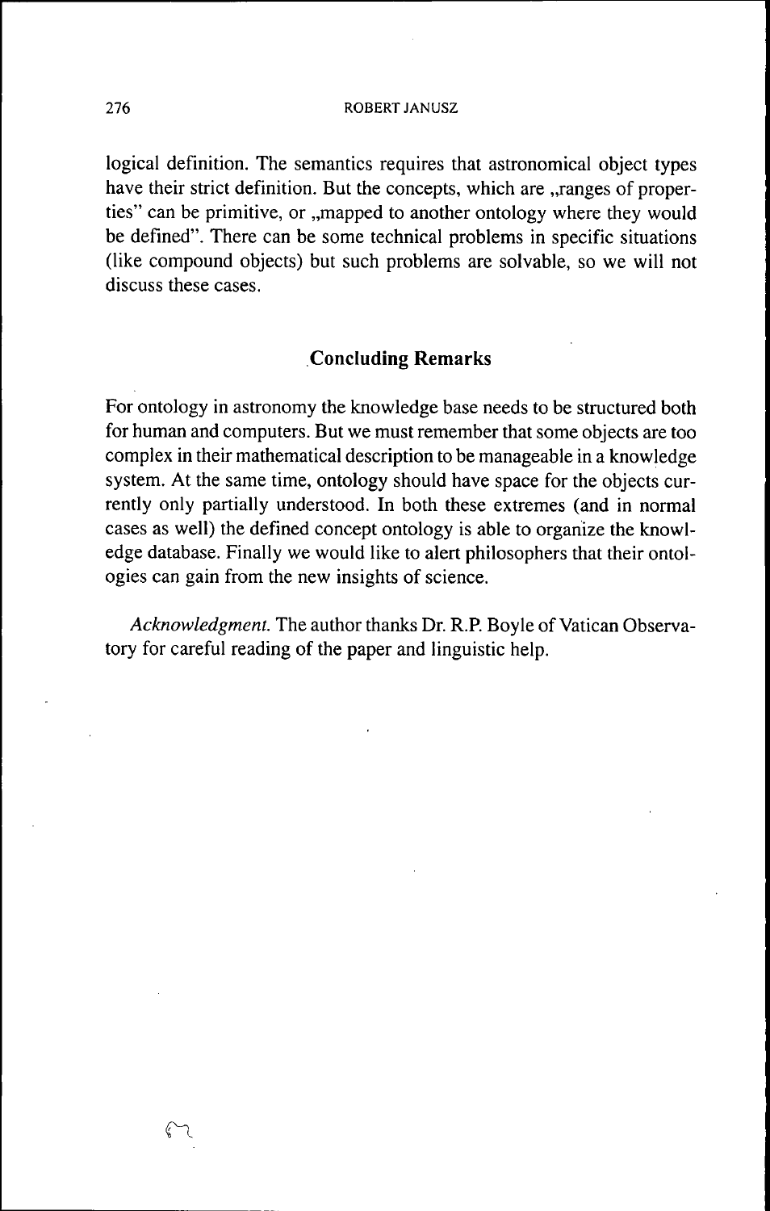logical definition. The semantics requires that astronomical object types have their strict definition. But the concepts, which are „ranges of properties" can be primitive, or „mapped to another ontology where they would be defined". There can be some technical problems in specific situations (like compound objects) but such problems are solvable, so we will not discuss these cases.

## Concluding Remarks

For ontology in astronomy the knowledge base needs to be structured both for human and computers. But we must remember that some objects are too complex in their mathematical description to be manageable in a knowledge system. At the same time, ontology should have space for the objects currently only partially understood. In both these extremes (and in normal cases as well) the defined concept ontology is able to organize the knowledge database. Finally we would like to alert philosophers that their ontologies can gain from the new insights of science.

*Acknowledgment.* The author thanks Dr. R.P. Boyle of Vatican Observatory for careful reading of the paper and linguistic help.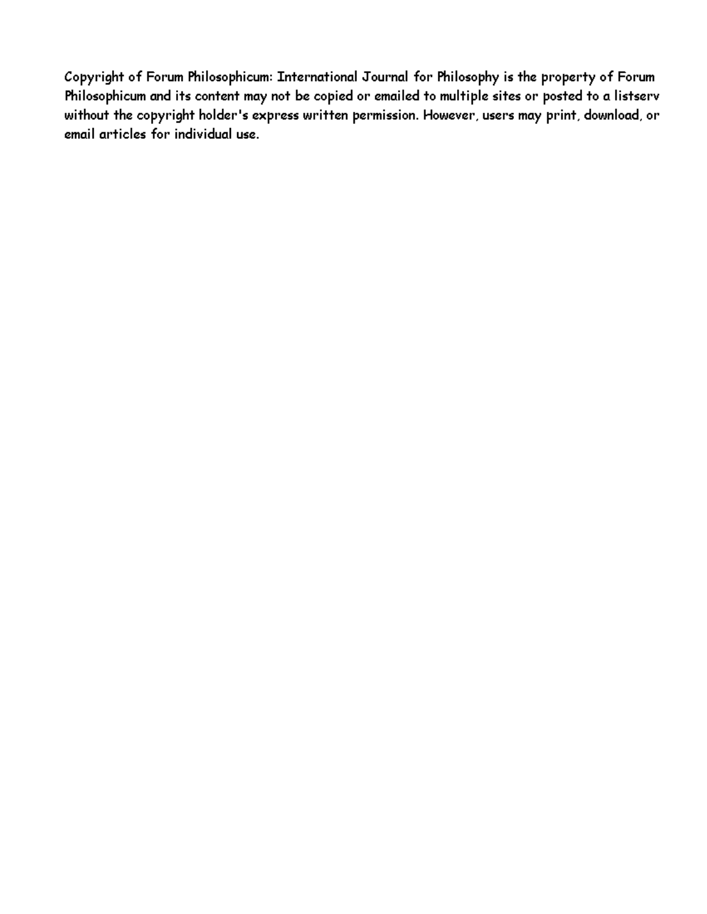Copyright of Forum Philosophicum: International Journal for Philosophy is the property of Forum Philosophicum and its content may not be copied or emailed to multiple sites or posted to a listserv without the copyright holder's express written permission. However, users may print, download, or email articles for individual use.